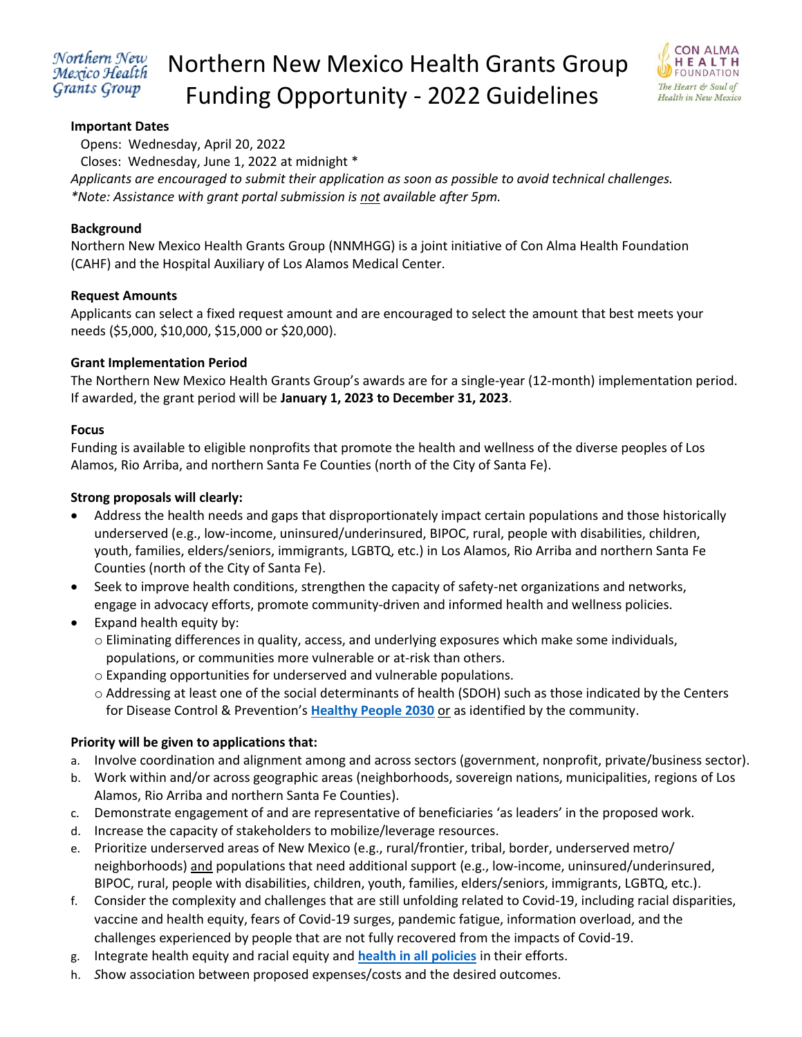# Northern New Mexico Health Grants Group Funding Opportunity - 2022 Guidelines

**Important Dates**

Opens: Wednesday, April 20, 2022

Closes: Wednesday, June 1, 2022 at midnight *

*Applicants are encouraged to submit their application as soon as possible to avoid technical challenges.*

*\*Note: Assistance with grant portal submission is not available after 5pm.*

**Background**

Northern New Mexico Health Grants Group (NNMHGG) is a joint initiative of Con Alma Health Foundation (CAHF) and the Hospital Auxiliary of Los Alamos Medical Center.

**Request Amounts**

Applicants can select a fixed request amount and are encouraged to select the amount that best meets your needs ($5,000, $10,000, $15,000 or $20,000).

**Grant Implementation Period**

The Northern New Mexico Health Grants Group's awards are for a single-year (12-month) implementation period. If awarded, the grant period will be **January 1, 2023 to December 31, 2023**.

**Focus**

Funding is available to eligible nonprofits that promote the health and wellness of the diverse peoples of Los Alamos, Rio Arriba, and northern Santa Fe Counties (north of the City of Santa Fe).

**Strong proposals will clearly:**

- Address the health needs and gaps that disproportionately impact certain populations and those historically underserved (e.g., low-income, uninsured/underinsured, BIPOC, rural, people with disabilities, children, youth, families, elders/seniors, immigrants, LGBTQ, etc.) in Los Alamos, Rio Arriba and northern Santa Fe Counties (north of the City of Santa Fe).
- Seek to improve health conditions, strengthen the capacity of safety-net organizations and networks, engage in advocacy efforts, promote community-driven and informed health and wellness policies.
- Expand health equity by:
  - Eliminating differences in quality, access, and underlying exposures which make some individuals, populations, or communities more vulnerable or at-risk than others.
  - Expanding opportunities for underserved and vulnerable populations.
  - Addressing at least one of the social determinants of health (SDOH) such as those indicated by the Centers for Disease Control & Prevention's **Healthy People 2030** or as identified by the community.

**Priority will be given to applications that:**

a. Involve coordination and alignment among and across sectors (government, nonprofit, private/business sector).
b. Work within and/or across geographic areas (neighborhoods, sovereign nations, municipalities, regions of Los Alamos, Rio Arriba and northern Santa Fe Counties).
c. Demonstrate engagement of and are representative of beneficiaries 'as leaders' in the proposed work.
d. Increase the capacity of stakeholders to mobilize/leverage resources.
e. Prioritize underserved areas of New Mexico (e.g., rural/frontier, tribal, border, underserved metro/ neighborhoods) and populations that need additional support (e.g., low-income, uninsured/underinsured, BIPOC, rural, people with disabilities, children, youth, families, elders/seniors, immigrants, LGBTQ, etc.).
f. Consider the complexity and challenges that are still unfolding related to Covid-19, including racial disparities, vaccine and health equity, fears of Covid-19 surges, pandemic fatigue, information overload, and the challenges experienced by people that are not fully recovered from the impacts of Covid-19.
g. Integrate health equity and racial equity and **health in all policies** in their efforts.
h. Show association between proposed expenses/costs and the desired outcomes.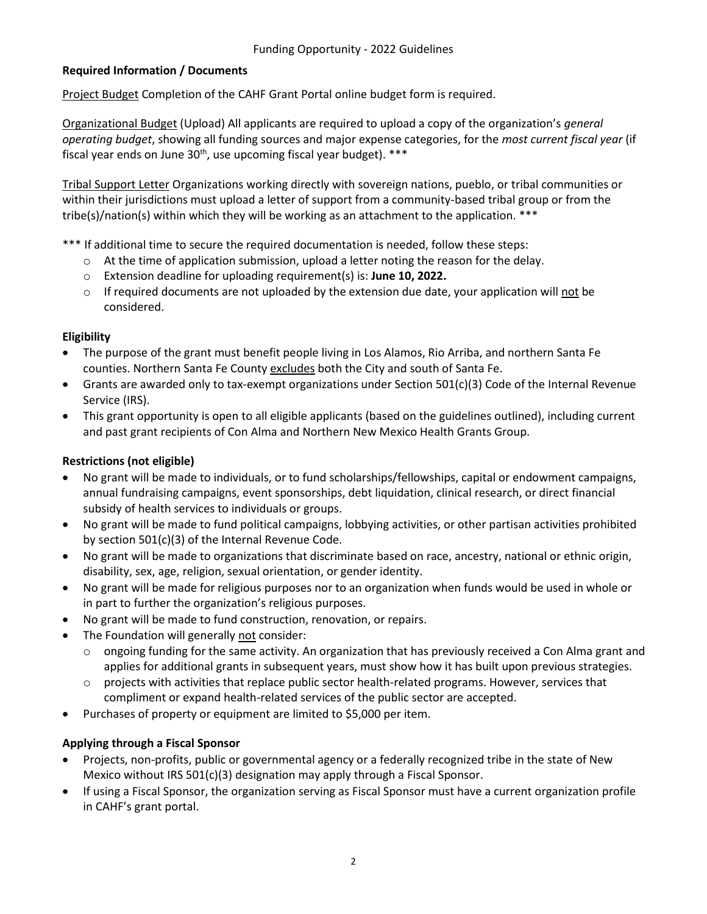Funding Opportunity - 2022 Guidelines

**Required Information / Documents**

Project Budget Completion of the CAHF Grant Portal online budget form is required.

Organizational Budget (Upload) All applicants are required to upload a copy of the organization's *general operating budget*, showing all funding sources and major expense categories, for the *most current fiscal year* (if fiscal year ends on June 30th, use upcoming fiscal year budget). ***

Tribal Support Letter Organizations working directly with sovereign nations, pueblo, or tribal communities or within their jurisdictions must upload a letter of support from a community-based tribal group or from the tribe(s)/nation(s) within which they will be working as an attachment to the application. ***

*** If additional time to secure the required documentation is needed, follow these steps:

- At the time of application submission, upload a letter noting the reason for the delay.
- Extension deadline for uploading requirement(s) is: **June 10, 2022.**
- If required documents are not uploaded by the extension due date, your application will not be considered.

**Eligibility**

- The purpose of the grant must benefit people living in Los Alamos, Rio Arriba, and northern Santa Fe counties. Northern Santa Fe County excludes both the City and south of Santa Fe.
- Grants are awarded only to tax-exempt organizations under Section 501(c)(3) Code of the Internal Revenue Service (IRS).
- This grant opportunity is open to all eligible applicants (based on the guidelines outlined), including current and past grant recipients of Con Alma and Northern New Mexico Health Grants Group.

**Restrictions (not eligible)**

- No grant will be made to individuals, or to fund scholarships/fellowships, capital or endowment campaigns, annual fundraising campaigns, event sponsorships, debt liquidation, clinical research, or direct financial subsidy of health services to individuals or groups.
- No grant will be made to fund political campaigns, lobbying activities, or other partisan activities prohibited by section 501(c)(3) of the Internal Revenue Code.
- No grant will be made to organizations that discriminate based on race, ancestry, national or ethnic origin, disability, sex, age, religion, sexual orientation, or gender identity.
- No grant will be made for religious purposes nor to an organization when funds would be used in whole or in part to further the organization's religious purposes.
- No grant will be made to fund construction, renovation, or repairs.
- The Foundation will generally not consider:
  - ongoing funding for the same activity. An organization that has previously received a Con Alma grant and applies for additional grants in subsequent years, must show how it has built upon previous strategies.
  - projects with activities that replace public sector health-related programs. However, services that compliment or expand health-related services of the public sector are accepted.
- Purchases of property or equipment are limited to $5,000 per item.

**Applying through a Fiscal Sponsor**

- Projects, non-profits, public or governmental agency or a federally recognized tribe in the state of New Mexico without IRS 501(c)(3) designation may apply through a Fiscal Sponsor.
- If using a Fiscal Sponsor, the organization serving as Fiscal Sponsor must have a current organization profile in CAHF's grant portal.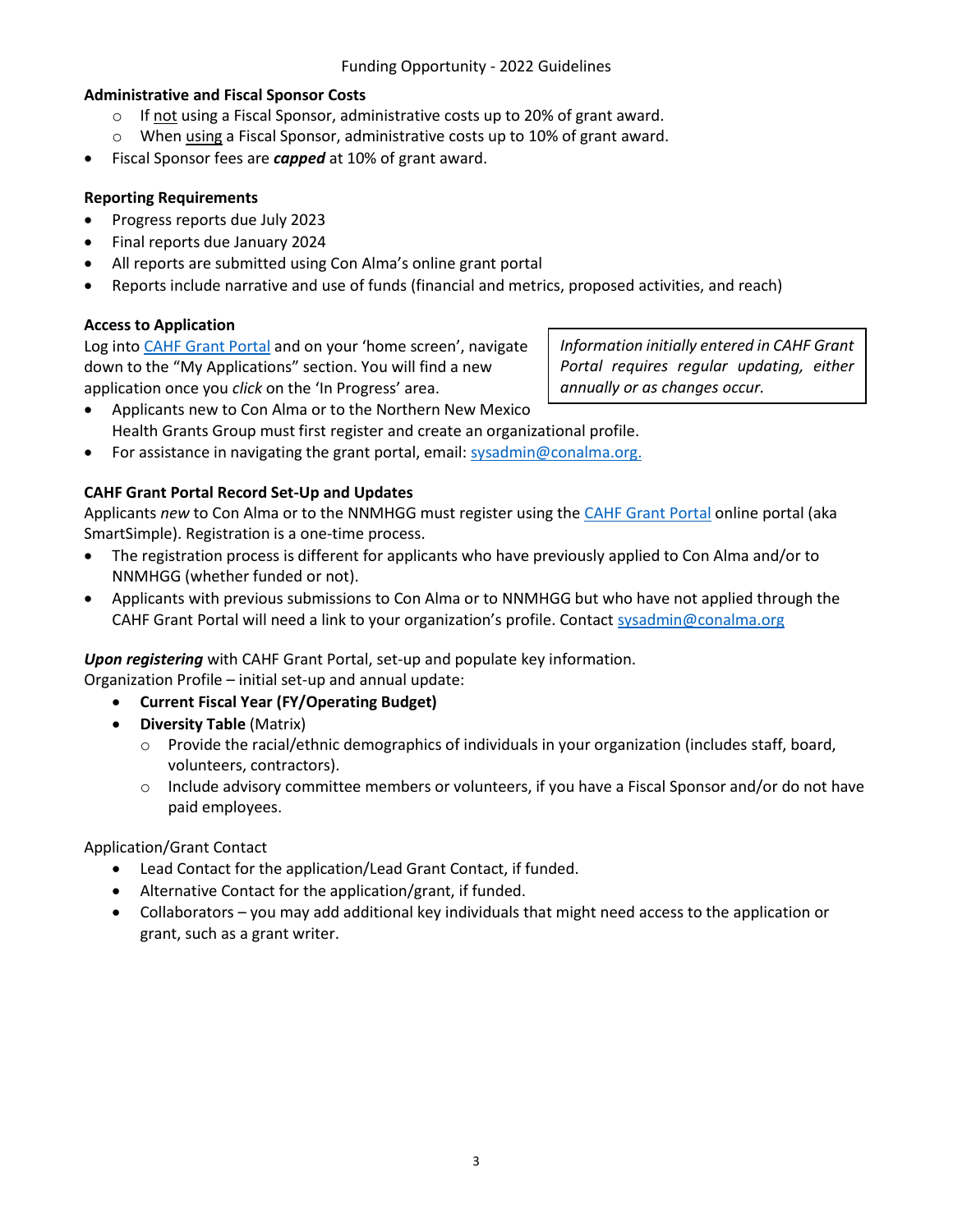**Administrative and Fiscal Sponsor Costs**

- If not using a Fiscal Sponsor, administrative costs up to 20% of grant award.
- When using a Fiscal Sponsor, administrative costs up to 10% of grant award.

- Fiscal Sponsor fees are ***capped*** at 10% of grant award.

**Reporting Requirements**

- Progress reports due July 2023
- Final reports due January 2024
- All reports are submitted using Con Alma's online grant portal
- Reports include narrative and use of funds (financial and metrics, proposed activities, and reach)

**Access to Application**

Log into CAHF Grant Portal and on your 'home screen', navigate down to the "My Applications" section. You will find a new application once you *click* on the 'In Progress' area.

*Information initially entered in CAHF Grant Portal requires regular updating, either annually or as changes occur.*

- Applicants new to Con Alma or to the Northern New Mexico Health Grants Group must first register and create an organizational profile.
- For assistance in navigating the grant portal, email: sysadmin@conalma.org.

**CAHF Grant Portal Record Set-Up and Updates**

Applicants *new* to Con Alma or to the NNMHGG must register using the CAHF Grant Portal online portal (aka SmartSimple). Registration is a one-time process.

- The registration process is different for applicants who have previously applied to Con Alma and/or to NNMHGG (whether funded or not).
- Applicants with previous submissions to Con Alma or to NNMHGG but who have not applied through the CAHF Grant Portal will need a link to your organization's profile. Contact sysadmin@conalma.org

***Upon registering*** with CAHF Grant Portal, set-up and populate key information.
Organization Profile – initial set-up and annual update:

- **Current Fiscal Year (FY/Operating Budget)**
- **Diversity Table** (Matrix)
  - Provide the racial/ethnic demographics of individuals in your organization (includes staff, board, volunteers, contractors).
  - Include advisory committee members or volunteers, if you have a Fiscal Sponsor and/or do not have paid employees.

Application/Grant Contact

- Lead Contact for the application/Lead Grant Contact, if funded.
- Alternative Contact for the application/grant, if funded.
- Collaborators – you may add additional key individuals that might need access to the application or grant, such as a grant writer.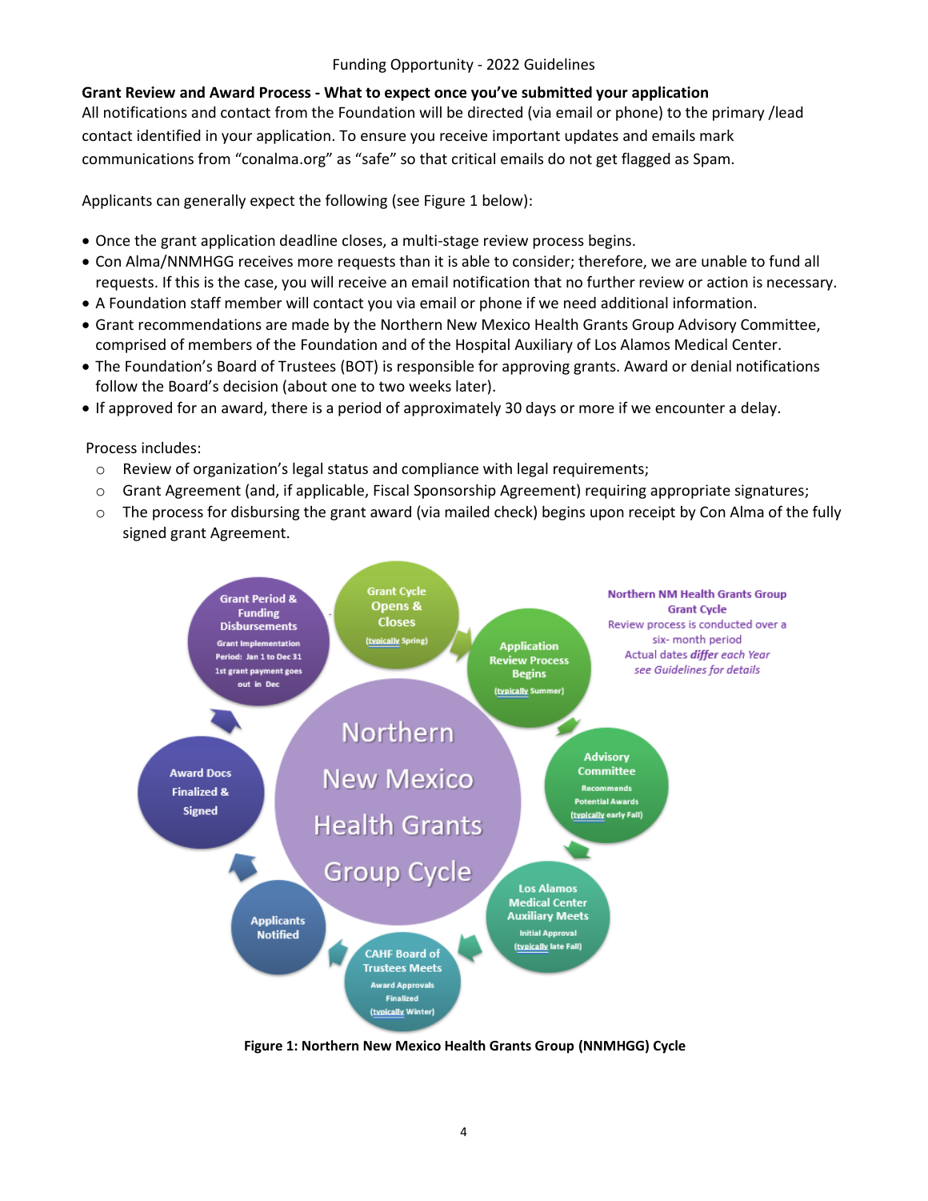## Grant Review and Award Process - What to expect once you've submitted your application

All notifications and contact from the Foundation will be directed (via email or phone) to the primary /lead contact identified in your application. To ensure you receive important updates and emails mark communications from "conalma.org" as "safe" so that critical emails do not get flagged as Spam.

Applicants can generally expect the following (see Figure 1 below):

- Once the grant application deadline closes, a multi-stage review process begins.
- Con Alma/NNMHGG receives more requests than it is able to consider; therefore, we are unable to fund all requests. If this is the case, you will receive an email notification that no further review or action is necessary.
- A Foundation staff member will contact you via email or phone if we need additional information.
- Grant recommendations are made by the Northern New Mexico Health Grants Group Advisory Committee, comprised of members of the Foundation and of the Hospital Auxiliary of Los Alamos Medical Center.
- The Foundation's Board of Trustees (BOT) is responsible for approving grants. Award or denial notifications follow the Board's decision (about one to two weeks later).
- If approved for an award, there is a period of approximately 30 days or more if we encounter a delay.

Process includes:

- Review of organization's legal status and compliance with legal requirements;
- Grant Agreement (and, if applicable, Fiscal Sponsorship Agreement) requiring appropriate signatures;
- The process for disbursing the grant award (via mailed check) begins upon receipt by Con Alma of the fully signed grant Agreement.

**Northern New Mexico Health Grants Group Cycle**

- Grant Cycle Opens & Closes (typically Spring)
- Application Review Process Begins (typically Summer)
- Advisory Committee Recommends Potential Awards (typically early Fall)
- Los Alamos Medical Center Auxiliary Meets Initial Approval (typically late Fall)
- CAHF Board of Trustees Meets Award Approvals Finalized (typically Winter)
- Applicants Notified
- Award Docs Finalized & Signed
- Grant Period & Funding Disbursements: Grant Implementation Period: Jan 1 to Dec 31. 1st grant payment goes out in Dec

Northern NM Health Grants Group Grant Cycle
Review process is conducted over a six- month period
Actual dates *differ each Year*
*see Guidelines for details*

**Figure 1: Northern New Mexico Health Grants Group (NNMHGG) Cycle**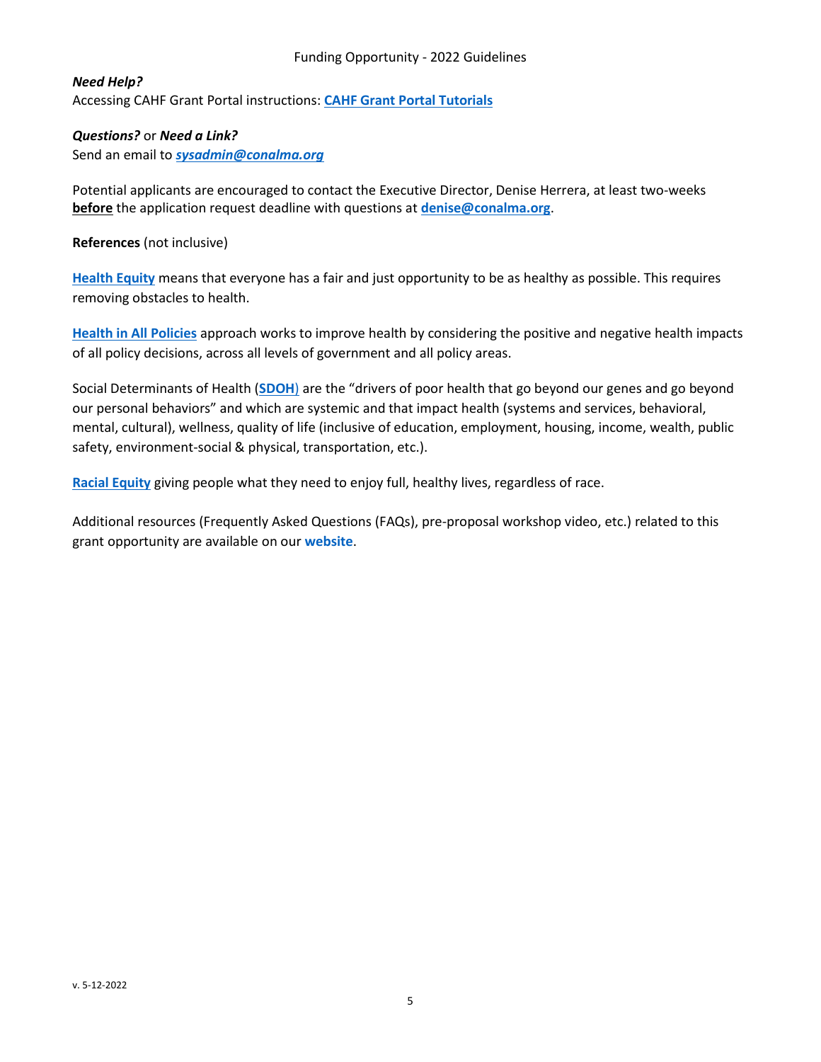***Need Help?***
Accessing CAHF Grant Portal instructions: **CAHF Grant Portal Tutorials**

***Questions?*** or ***Need a Link?***
Send an email to ***sysadmin@conalma.org***

Potential applicants are encouraged to contact the Executive Director, Denise Herrera, at least two-weeks **before** the application request deadline with questions at **denise@conalma.org**.

**References** (not inclusive)

**Health Equity** means that everyone has a fair and just opportunity to be as healthy as possible. This requires removing obstacles to health.

**Health in All Policies** approach works to improve health by considering the positive and negative health impacts of all policy decisions, across all levels of government and all policy areas.

Social Determinants of Health (**SDOH**) are the "drivers of poor health that go beyond our genes and go beyond our personal behaviors" and which are systemic and that impact health (systems and services, behavioral, mental, cultural), wellness, quality of life (inclusive of education, employment, housing, income, wealth, public safety, environment-social & physical, transportation, etc.).

**Racial Equity** giving people what they need to enjoy full, healthy lives, regardless of race.

Additional resources (Frequently Asked Questions (FAQs), pre-proposal workshop video, etc.) related to this grant opportunity are available on our **website**.

v. 5-12-2022